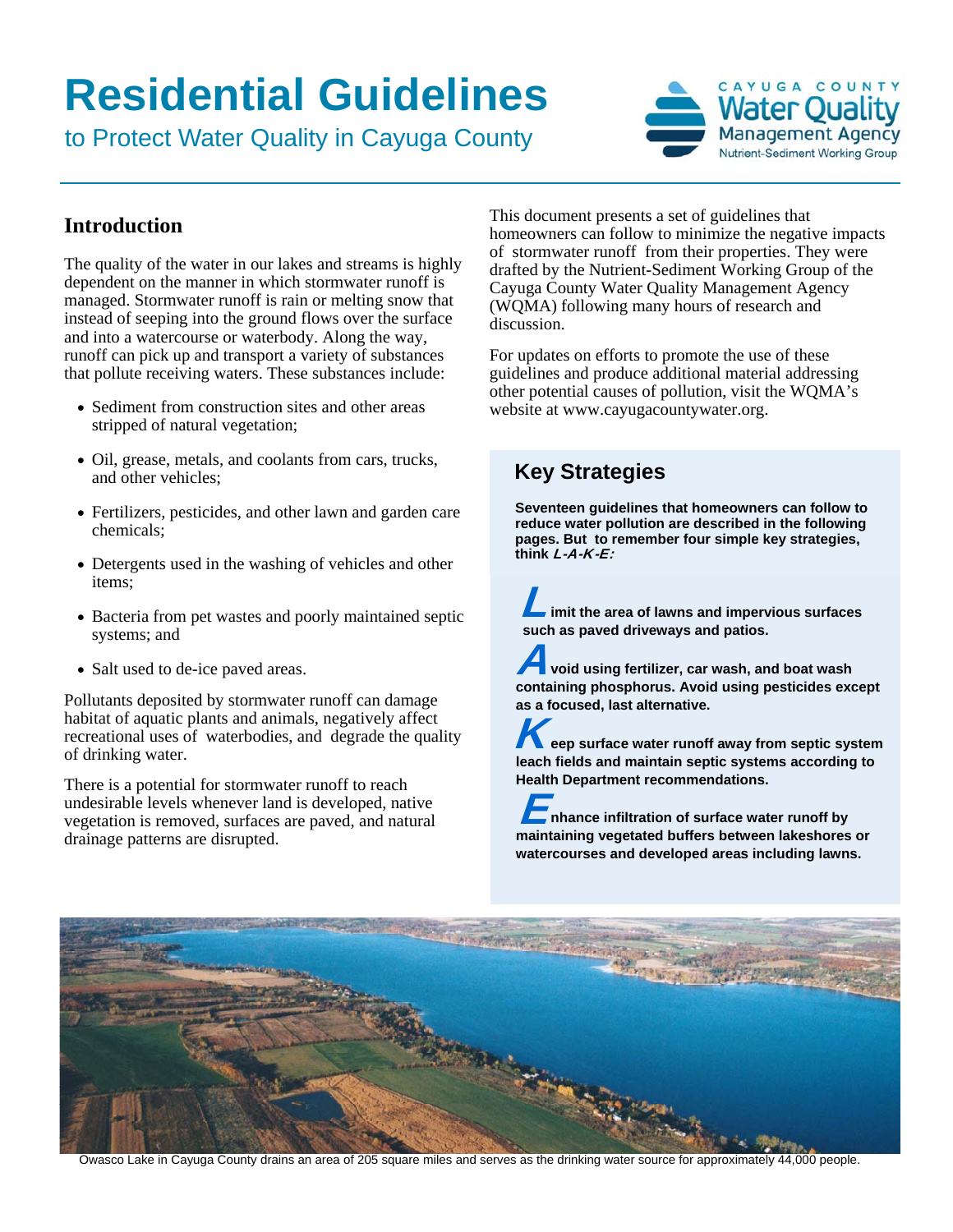# Residential Guidelines

to Protect Water Quality in Cayuga County

CAYUGA COUNTY Water Quality Management Agency
Nutrient-Sediment Working Group

## Introduction

The quality of the water in our lakes and streams is highly dependent on the manner in which stormwater runoff is managed. Stormwater runoff is rain or melting snow that instead of seeping into the ground flows over the surface and into a watercourse or waterbody. Along the way, runoff can pick up and transport a variety of substances that pollute receiving waters. These substances include:

- Sediment from construction sites and other areas stripped of natural vegetation;
- Oil, grease, metals, and coolants from cars, trucks, and other vehicles;
- Fertilizers, pesticides, and other lawn and garden care chemicals;
- Detergents used in the washing of vehicles and other items;
- Bacteria from pet wastes and poorly maintained septic systems; and
- Salt used to de-ice paved areas.

Pollutants deposited by stormwater runoff can damage habitat of aquatic plants and animals, negatively affect recreational uses of waterbodies, and degrade the quality of drinking water.

There is a potential for stormwater runoff to reach undesirable levels whenever land is developed, native vegetation is removed, surfaces are paved, and natural drainage patterns are disrupted.

This document presents a set of guidelines that homeowners can follow to minimize the negative impacts of stormwater runoff from their properties. They were drafted by the Nutrient-Sediment Working Group of the Cayuga County Water Quality Management Agency (WQMA) following many hours of research and discussion.

For updates on efforts to promote the use of these guidelines and produce additional material addressing other potential causes of pollution, visit the WQMA's website at www.cayugacountywater.org.

## Key Strategies

**Seventeen guidelines that homeowners can follow to reduce water pollution are described in the following pages. But to remember four simple key strategies, think *L-A-K-E:***

**L**imit the area of lawns and impervious surfaces such as paved driveways and patios.

**A**void using fertilizer, car wash, and boat wash containing phosphorus. Avoid using pesticides except as a focused, last alternative.

**K**eep surface water runoff away from septic system leach fields and maintain septic systems according to Health Department recommendations.

**E**nhance infiltration of surface water runoff by maintaining vegetated buffers between lakeshores or watercourses and developed areas including lawns.

Owasco Lake in Cayuga County drains an area of 205 square miles and serves as the drinking water source for approximately 44,000 people.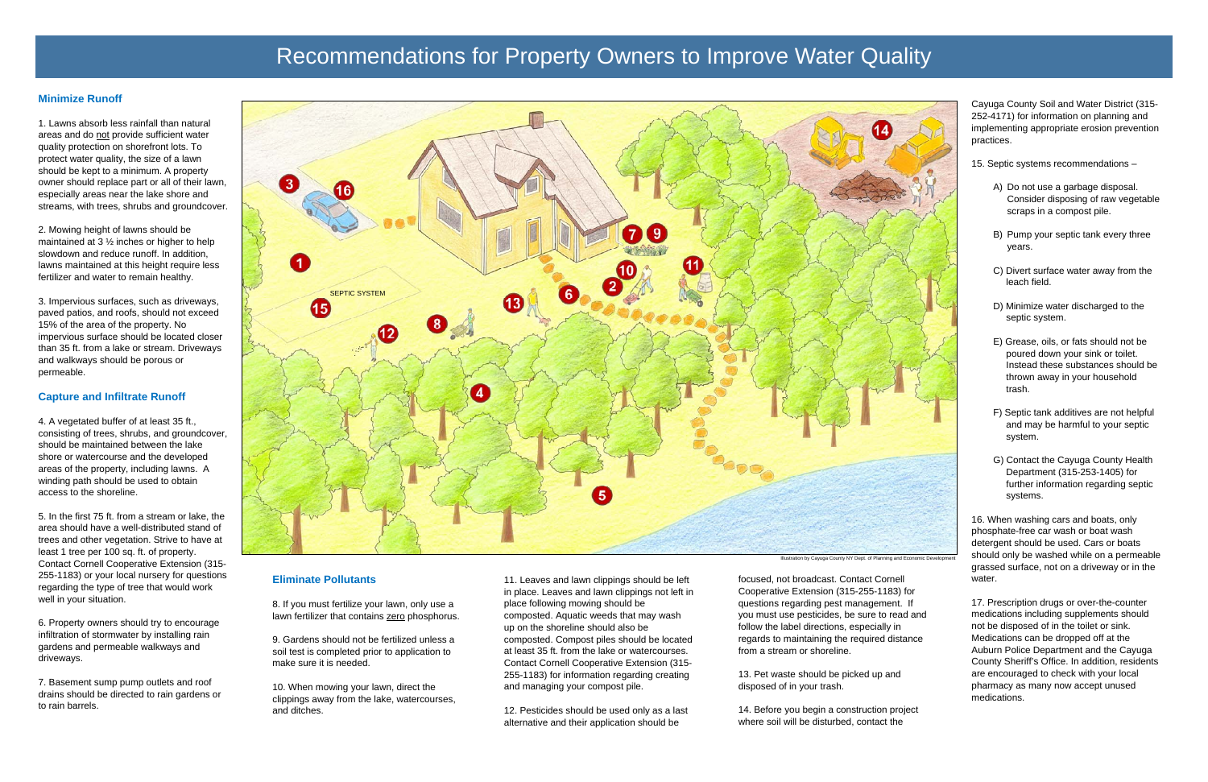# Recommendations for Property Owners to Improve Water Quality

## Minimize Runoff

1. Lawns absorb less rainfall than natural areas and do not provide sufficient water quality protection on shorefront lots. To protect water quality, the size of a lawn should be kept to a minimum. A property owner should replace part or all of their lawn, especially areas near the lake shore and streams, with trees, shrubs and groundcover.

2. Mowing height of lawns should be maintained at 3 ½ inches or higher to help slowdown and reduce runoff. In addition, lawns maintained at this height require less fertilizer and water to remain healthy.

3. Impervious surfaces, such as driveways, paved patios, and roofs, should not exceed 15% of the area of the property. No impervious surface should be located closer than 35 ft. from a lake or stream. Driveways and walkways should be porous or permeable.

## Capture and Infiltrate Runoff

4. A vegetated buffer of at least 35 ft., consisting of trees, shrubs, and groundcover, should be maintained between the lake shore or watercourse and the developed areas of the property, including lawns. A winding path should be used to obtain access to the shoreline.

5. In the first 75 ft. from a stream or lake, the area should have a well-distributed stand of trees and other vegetation. Strive to have at least 1 tree per 100 sq. ft. of property. Contact Cornell Cooperative Extension (315-255-1183) or your local nursery for questions regarding the type of tree that would work well in your situation.

6. Property owners should try to encourage infiltration of stormwater by installing rain gardens and permeable walkways and driveways.

7. Basement sump pump outlets and roof drains should be directed to rain gardens or to rain barrels.

Illustration by Cayuga County NY Dept. of Planning and Economic Development

## Eliminate Pollutants

8. If you must fertilize your lawn, only use a lawn fertilizer that contains zero phosphorus.

9. Gardens should not be fertilized unless a soil test is completed prior to application to make sure it is needed.

10. When mowing your lawn, direct the clippings away from the lake, watercourses, and ditches.

11. Leaves and lawn clippings should be left in place. Leaves and lawn clippings not left in place following mowing should be composted. Aquatic weeds that may wash up on the shoreline should also be composted. Compost piles should be located at least 35 ft. from the lake or watercourses. Contact Cornell Cooperative Extension (315-255-1183) for information regarding creating and managing your compost pile.

12. Pesticides should be used only as a last alternative and their application should be focused, not broadcast. Contact Cornell Cooperative Extension (315-255-1183) for questions regarding pest management. If you must use pesticides, be sure to read and follow the label directions, especially in regards to maintaining the required distance from a stream or shoreline.

13. Pet waste should be picked up and disposed of in your trash.

14. Before you begin a construction project where soil will be disturbed, contact the Cayuga County Soil and Water District (315-252-4171) for information on planning and implementing appropriate erosion prevention practices.

15. Septic systems recommendations –

A) Do not use a garbage disposal. Consider disposing of raw vegetable scraps in a compost pile.

B) Pump your septic tank every three years.

C) Divert surface water away from the leach field.

D) Minimize water discharged to the septic system.

E) Grease, oils, or fats should not be poured down your sink or toilet. Instead these substances should be thrown away in your household trash.

F) Septic tank additives are not helpful and may be harmful to your septic system.

G) Contact the Cayuga County Health Department (315-253-1405) for further information regarding septic systems.

16. When washing cars and boats, only phosphate-free car wash or boat wash detergent should be used. Cars or boats should only be washed while on a permeable grassed surface, not on a driveway or in the water.

17. Prescription drugs or over-the-counter medications including supplements should not be disposed of in the toilet or sink. Medications can be dropped off at the Auburn Police Department and the Cayuga County Sheriff's Office. In addition, residents are encouraged to check with your local pharmacy as many now accept unused medications.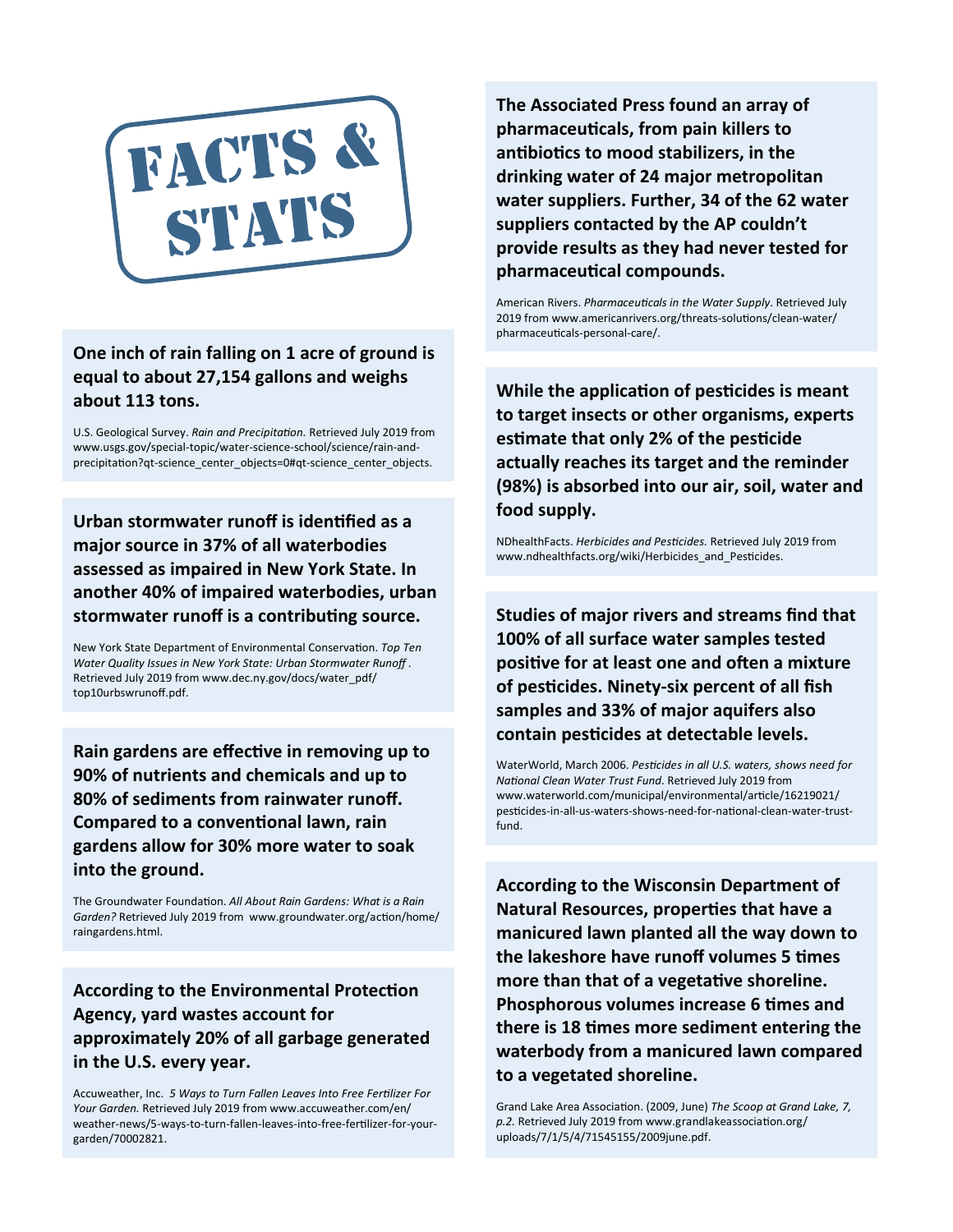# FACTS & STATS

**One inch of rain falling on 1 acre of ground is equal to about 27,154 gallons and weighs about 113 tons.**

U.S. Geological Survey. *Rain and Precipitation.* Retrieved July 2019 from www.usgs.gov/special-topic/water-science-school/science/rain-and-precipitation?qt-science_center_objects=0#qt-science_center_objects.

**Urban stormwater runoff is identified as a major source in 37% of all waterbodies assessed as impaired in New York State. In another 40% of impaired waterbodies, urban stormwater runoff is a contributing source.**

New York State Department of Environmental Conservation. *Top Ten Water Quality Issues in New York State: Urban Stormwater Runoff* . Retrieved July 2019 from www.dec.ny.gov/docs/water_pdf/top10urbswrunoff.pdf.

**Rain gardens are effective in removing up to 90% of nutrients and chemicals and up to 80% of sediments from rainwater runoff. Compared to a conventional lawn, rain gardens allow for 30% more water to soak into the ground.**

The Groundwater Foundation. *All About Rain Gardens: What is a Rain Garden?* Retrieved July 2019 from www.groundwater.org/action/home/raingardens.html.

**According to the Environmental Protection Agency, yard wastes account for approximately 20% of all garbage generated in the U.S. every year.**

Accuweather, Inc. *5 Ways to Turn Fallen Leaves Into Free Fertilizer For Your Garden.* Retrieved July 2019 from www.accuweather.com/en/weather-news/5-ways-to-turn-fallen-leaves-into-free-fertilizer-for-your-garden/70002821.

**The Associated Press found an array of pharmaceuticals, from pain killers to antibiotics to mood stabilizers, in the drinking water of 24 major metropolitan water suppliers. Further, 34 of the 62 water suppliers contacted by the AP couldn't provide results as they had never tested for pharmaceutical compounds.**

American Rivers. *Pharmaceuticals in the Water Supply*. Retrieved July 2019 from www.americanrivers.org/threats-solutions/clean-water/pharmaceuticals-personal-care/.

**While the application of pesticides is meant to target insects or other organisms, experts estimate that only 2% of the pesticide actually reaches its target and the reminder (98%) is absorbed into our air, soil, water and food supply.**

NDhealthFacts. *Herbicides and Pesticides.* Retrieved July 2019 from www.ndhealthfacts.org/wiki/Herbicides_and_Pesticides.

**Studies of major rivers and streams find that 100% of all surface water samples tested positive for at least one and often a mixture of pesticides. Ninety-six percent of all fish samples and 33% of major aquifers also contain pesticides at detectable levels.**

WaterWorld, March 2006. *Pesticides in all U.S. waters, shows need for National Clean Water Trust Fund*. Retrieved July 2019 from www.waterworld.com/municipal/environmental/article/16219021/pesticides-in-all-us-waters-shows-need-for-national-clean-water-trust-fund.

**According to the Wisconsin Department of Natural Resources, properties that have a manicured lawn planted all the way down to the lakeshore have runoff volumes 5 times more than that of a vegetative shoreline. Phosphorous volumes increase 6 times and there is 18 times more sediment entering the waterbody from a manicured lawn compared to a vegetated shoreline.**

Grand Lake Area Association. (2009, June) *The Scoop at Grand Lake, 7, p.2.* Retrieved July 2019 from www.grandlakeassociation.org/uploads/7/1/5/4/71545155/2009june.pdf.